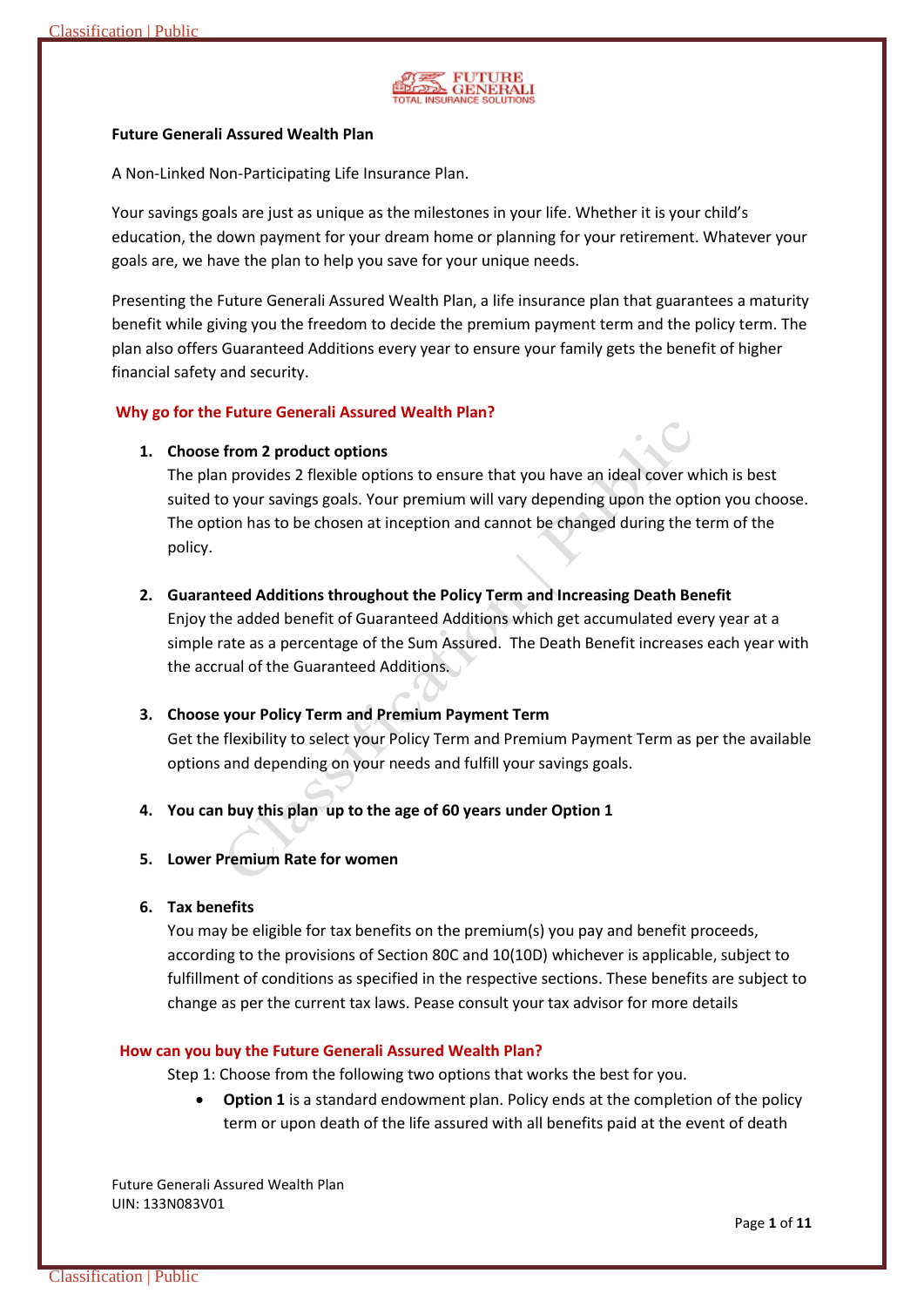**Future Generali Assured Wealth Plan**

A Non-Linked Non-Participating Life Insurance Plan.

Your savings goals are just as unique as the milestones in your life. Whether it is your child's education, the down payment for your dream home or planning for your retirement. Whatever your goals are, we have the plan to help you save for your unique needs.

Presenting the Future Generali Assured Wealth Plan, a life insurance plan that guarantees a maturity benefit while giving you the freedom to decide the premium payment term and the policy term. The plan also offers Guaranteed Additions every year to ensure your family gets the benefit of higher financial safety and security.

## Why go for the Future Generali Assured Wealth Plan?

1. **Choose from 2 product options**
   The plan provides 2 flexible options to ensure that you have an ideal cover which is best suited to your savings goals. Your premium will vary depending upon the option you choose. The option has to be chosen at inception and cannot be changed during the term of the policy.

2. **Guaranteed Additions throughout the Policy Term and Increasing Death Benefit**
   Enjoy the added benefit of Guaranteed Additions which get accumulated every year at a simple rate as a percentage of the Sum Assured. The Death Benefit increases each year with the accrual of the Guaranteed Additions.

3. **Choose your Policy Term and Premium Payment Term**
   Get the flexibility to select your Policy Term and Premium Payment Term as per the available options and depending on your needs and fulfill your savings goals.

4. **You can buy this plan up to the age of 60 years under Option 1**

5. **Lower Premium Rate for women**

6. **Tax benefits**
   You may be eligible for tax benefits on the premium(s) you pay and benefit proceeds, according to the provisions of Section 80C and 10(10D) whichever is applicable, subject to fulfillment of conditions as specified in the respective sections. These benefits are subject to change as per the current tax laws. Pease consult your tax advisor for more details

## How can you buy the Future Generali Assured Wealth Plan?

Step 1: Choose from the following two options that works the best for you.

- **Option 1** is a standard endowment plan. Policy ends at the completion of the policy term or upon death of the life assured with all benefits paid at the event of death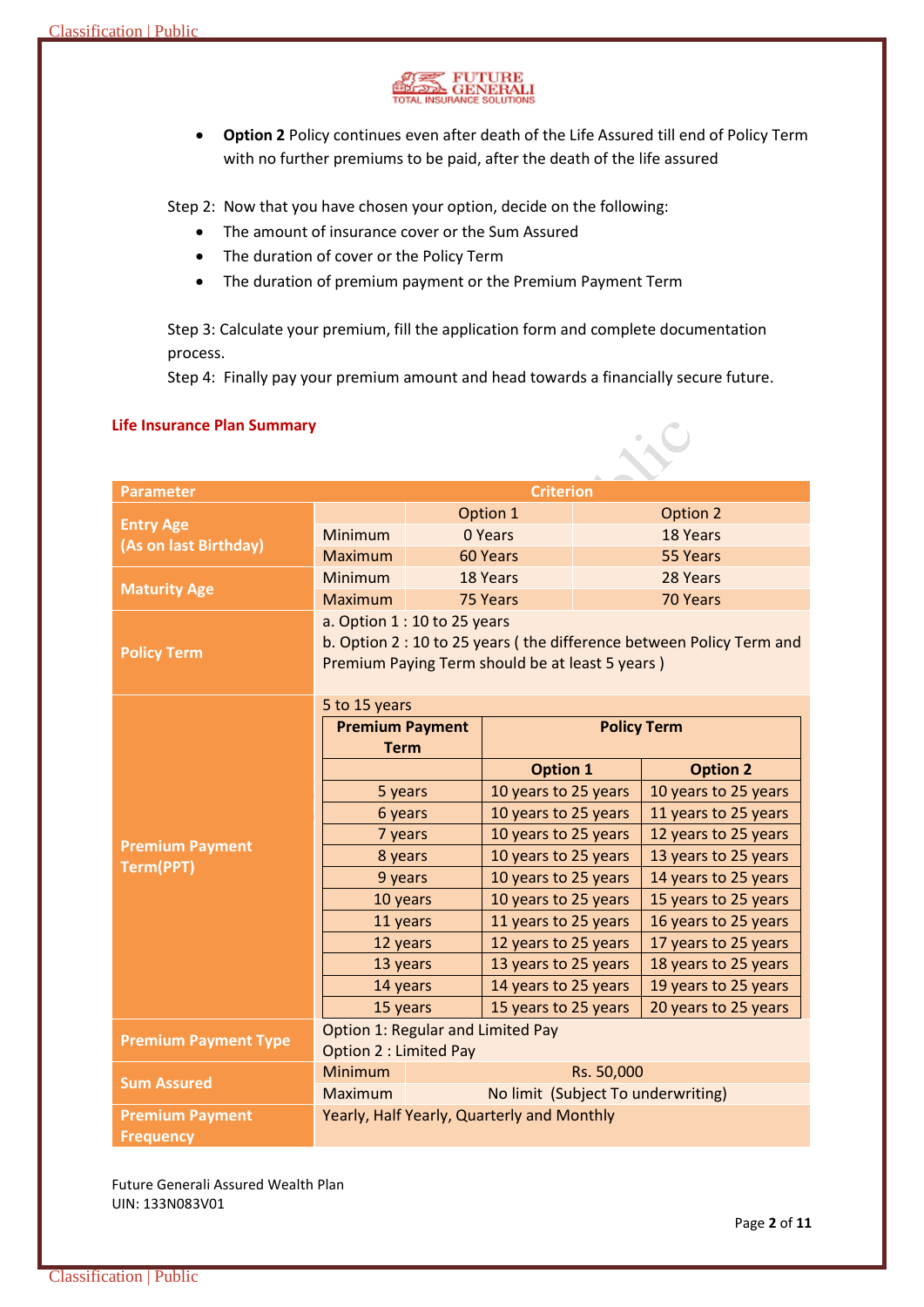- **Option 2** Policy continues even after death of the Life Assured till end of Policy Term with no further premiums to be paid, after the death of the life assured

Step 2: Now that you have chosen your option, decide on the following:

- The amount of insurance cover or the Sum Assured
- The duration of cover or the Policy Term
- The duration of premium payment or the Premium Payment Term

Step 3: Calculate your premium, fill the application form and complete documentation process.

Step 4: Finally pay your premium amount and head towards a financially secure future.

### Life Insurance Plan Summary

| Parameter | Criterion | | |
|---|---|---|---|
| **Entry Age (As on last Birthday)** | | Option 1 | Option 2 |
| | Minimum | 0 Years | 18 Years |
| | Maximum | 60 Years | 55 Years |
| **Maturity Age** | Minimum | 18 Years | 28 Years |
| | Maximum | 75 Years | 70 Years |
| **Policy Term** | a. Option 1 : 10 to 25 years<br>b. Option 2 : 10 to 25 years ( the difference between Policy Term and Premium Paying Term should be at least 5 years ) | | |
| **Premium Payment Term(PPT)** | 5 to 15 years | | |
| **Premium Payment Type** | Option 1: Regular and Limited Pay<br>Option 2 : Limited Pay | | |
| **Sum Assured** | Minimum | Rs. 50,000 | |
| | Maximum | No limit (Subject To underwriting) | |
| **Premium Payment Frequency** | Yearly, Half Yearly, Quarterly and Monthly | | |

Premium Payment Term (PPT) details:

| Premium Payment Term | Policy Term | |
|---|---|---|
| | **Option 1** | **Option 2** |
| 5 years | 10 years to 25 years | 10 years to 25 years |
| 6 years | 10 years to 25 years | 11 years to 25 years |
| 7 years | 10 years to 25 years | 12 years to 25 years |
| 8 years | 10 years to 25 years | 13 years to 25 years |
| 9 years | 10 years to 25 years | 14 years to 25 years |
| 10 years | 10 years to 25 years | 15 years to 25 years |
| 11 years | 11 years to 25 years | 16 years to 25 years |
| 12 years | 12 years to 25 years | 17 years to 25 years |
| 13 years | 13 years to 25 years | 18 years to 25 years |
| 14 years | 14 years to 25 years | 19 years to 25 years |
| 15 years | 15 years to 25 years | 20 years to 25 years |

Future Generali Assured Wealth Plan
UIN: 133N083V01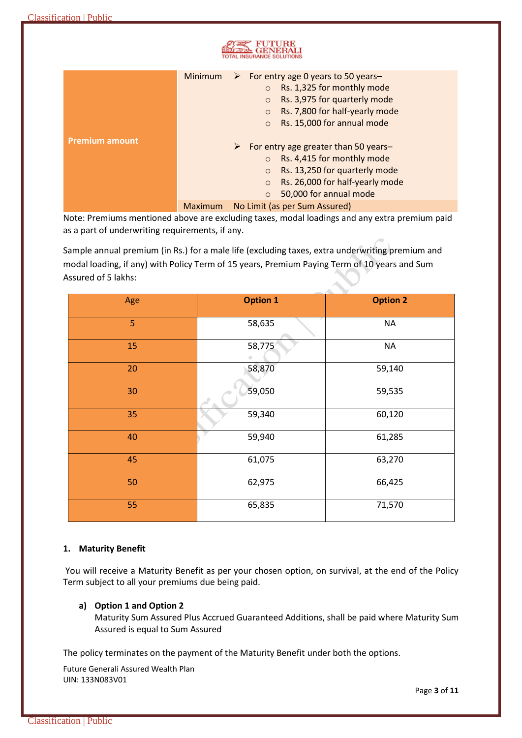| Premium amount | Minimum | ➢ For entry age 0 years to 50 years– <br> ○ Rs. 1,325 for monthly mode <br> ○ Rs. 3,975 for quarterly mode <br> ○ Rs. 7,800 for half-yearly mode <br> ○ Rs. 15,000 for annual mode <br><br> ➢ For entry age greater than 50 years– <br> ○ Rs. 4,415 for monthly mode <br> ○ Rs. 13,250 for quarterly mode <br> ○ Rs. 26,000 for half-yearly mode <br> ○ 50,000 for annual mode |
|---|---|---|
| | Maximum | No Limit (as per Sum Assured) |

Note: Premiums mentioned above are excluding taxes, modal loadings and any extra premium paid as a part of underwriting requirements, if any.

Sample annual premium (in Rs.) for a male life (excluding taxes, extra underwriting premium and modal loading, if any) with Policy Term of 15 years, Premium Paying Term of 10 years and Sum Assured of 5 lakhs:

| Age | **Option 1** | **Option 2** |
|---|---|---|
| 5 | 58,635 | NA |
| 15 | 58,775 | NA |
| 20 | 58,870 | 59,140 |
| 30 | 59,050 | 59,535 |
| 35 | 59,340 | 60,120 |
| 40 | 59,940 | 61,285 |
| 45 | 61,075 | 63,270 |
| 50 | 62,975 | 66,425 |
| 55 | 65,835 | 71,570 |

### 1. Maturity Benefit

You will receive a Maturity Benefit as per your chosen option, on survival, at the end of the Policy Term subject to all your premiums due being paid.

**a) Option 1 and Option 2**

Maturity Sum Assured Plus Accrued Guaranteed Additions, shall be paid where Maturity Sum Assured is equal to Sum Assured

The policy terminates on the payment of the Maturity Benefit under both the options.

Future Generali Assured Wealth Plan
UIN: 133N083V01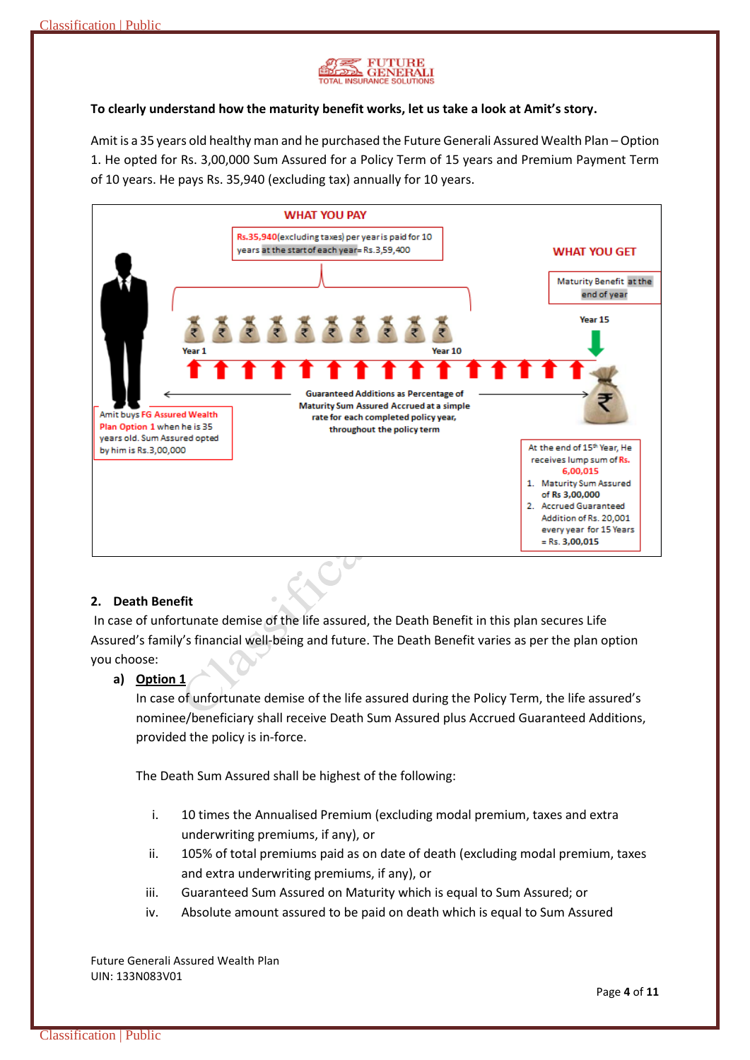**To clearly understand how the maturity benefit works, let us take a look at Amit's story.**

Amit is a 35 years old healthy man and he purchased the Future Generali Assured Wealth Plan – Option 1. He opted for Rs. 3,00,000 Sum Assured for a Policy Term of 15 years and Premium Payment Term of 10 years. He pays Rs. 35,940 (excluding tax) annually for 10 years.

**WHAT YOU PAY**

Rs.35,940 (excluding taxes) per year is paid for 10 years at the start of each year = Rs.3,59,400

**WHAT YOU GET**

Maturity Benefit at the end of year

Year 1 … Year 10 … Year 15

Guaranteed Additions as Percentage of Maturity Sum Assured Accrued at a simple rate for each completed policy year, throughout the policy term

Amit buys FG Assured Wealth Plan Option 1 when he is 35 years old. Sum Assured opted by him is Rs.3,00,000

At the end of 15th Year, He receives lump sum of Rs. 6,00,015

1. Maturity Sum Assured of Rs 3,00,000
2. Accrued Guaranteed Addition of Rs. 20,001 every year for 15 Years = Rs. 3,00,015

## 2. Death Benefit

In case of unfortunate demise of the life assured, the Death Benefit in this plan secures Life Assured's family's financial well-being and future. The Death Benefit varies as per the plan option you choose:

**a) <u>Option 1</u>**

In case of unfortunate demise of the life assured during the Policy Term, the life assured's nominee/beneficiary shall receive Death Sum Assured plus Accrued Guaranteed Additions, provided the policy is in-force.

The Death Sum Assured shall be highest of the following:

i. 10 times the Annualised Premium (excluding modal premium, taxes and extra underwriting premiums, if any), or
ii. 105% of total premiums paid as on date of death (excluding modal premium, taxes and extra underwriting premiums, if any), or
iii. Guaranteed Sum Assured on Maturity which is equal to Sum Assured; or
iv. Absolute amount assured to be paid on death which is equal to Sum Assured

Future Generali Assured Wealth Plan
UIN: 133N083V01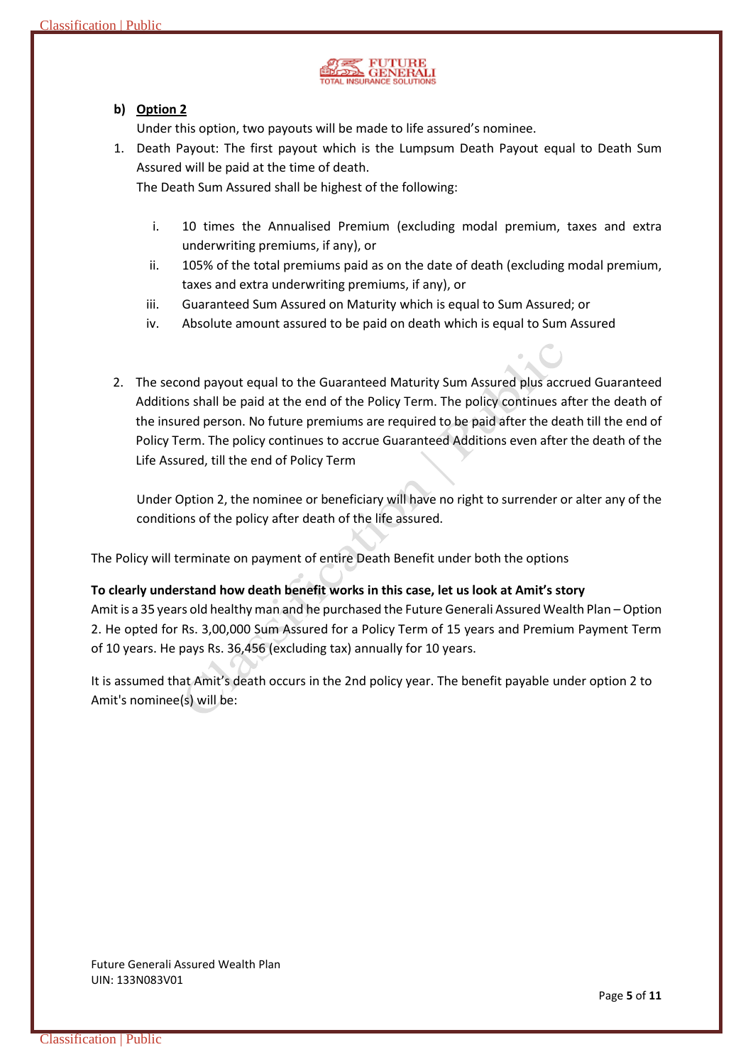b) **<u>Option 2</u>**

Under this option, two payouts will be made to life assured's nominee.

1. Death Payout: The first payout which is the Lumpsum Death Payout equal to Death Sum Assured will be paid at the time of death.

   The Death Sum Assured shall be highest of the following:

   i. 10 times the Annualised Premium (excluding modal premium, taxes and extra underwriting premiums, if any), or
   ii. 105% of the total premiums paid as on the date of death (excluding modal premium, taxes and extra underwriting premiums, if any), or
   iii. Guaranteed Sum Assured on Maturity which is equal to Sum Assured; or
   iv. Absolute amount assured to be paid on death which is equal to Sum Assured

2. The second payout equal to the Guaranteed Maturity Sum Assured plus accrued Guaranteed Additions shall be paid at the end of the Policy Term. The policy continues after the death of the insured person. No future premiums are required to be paid after the death till the end of Policy Term. The policy continues to accrue Guaranteed Additions even after the death of the Life Assured, till the end of Policy Term

   Under Option 2, the nominee or beneficiary will have no right to surrender or alter any of the conditions of the policy after death of the life assured.

The Policy will terminate on payment of entire Death Benefit under both the options

**To clearly understand how death benefit works in this case, let us look at Amit's story**

Amit is a 35 years old healthy man and he purchased the Future Generali Assured Wealth Plan – Option 2. He opted for Rs. 3,00,000 Sum Assured for a Policy Term of 15 years and Premium Payment Term of 10 years. He pays Rs. 36,456 (excluding tax) annually for 10 years.

It is assumed that Amit's death occurs in the 2nd policy year. The benefit payable under option 2 to Amit's nominee(s) will be: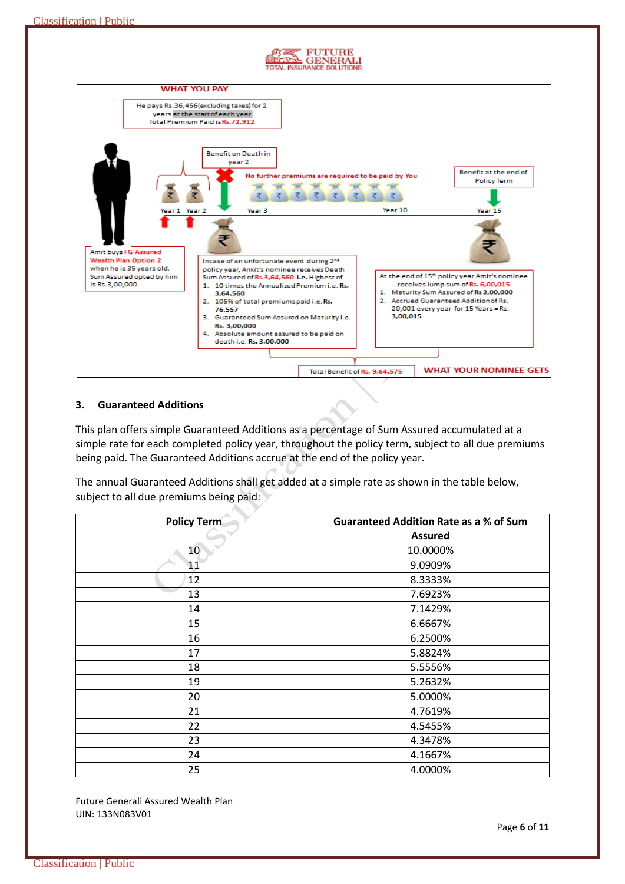**WHAT YOU PAY**

He pays Rs.36,456(excluding taxes) for 2 years at the start of each year
Total Premium Paid is Rs.72,912

Benefit on Death in year 2

No further premiums are required to be paid by You

Benefit at the end of Policy Term

Year 1 Year 2 Year 3 Year 10 Year 15

Amit buys FG Assured Wealth Plan Option 2 when he is 35 years old. Sum Assured opted by him is Rs.3,00,000

Incase of an unfortunate event during 2nd policy year, Ankit's nominee receives Death Sum Assured of Rs.3,64,560 i.e. Highest of

1. 10 times the Annualized Premium i.e. Rs. 3,64,560
2. 105% of total premiums paid i.e. Rs. 76,557
3. Guaranteed Sum Assured on Maturity i.e. Rs. 3,00,000
4. Absolute amount assured to be paid on death i.e. Rs. 3,00,000

At the end of 15th policy year Amit's nominee receives lump sum of Rs. 6,00,015

1. Maturity Sum Assured of Rs 3,00,000
2. Accrued Guaranteed Addition of Rs. 20,001 every year for 15 Years = Rs. 3,00,015

Total Benefit of Rs. 9,64,575 **WHAT YOUR NOMINEE GETS**

### 3. Guaranteed Additions

This plan offers simple Guaranteed Additions as a percentage of Sum Assured accumulated at a simple rate for each completed policy year, throughout the policy term, subject to all due premiums being paid. The Guaranteed Additions accrue at the end of the policy year.

The annual Guaranteed Additions shall get added at a simple rate as shown in the table below, subject to all due premiums being paid:

| Policy Term | Guaranteed Addition Rate as a % of Sum Assured |
|---|---|
| 10 | 10.0000% |
| 11 | 9.0909% |
| 12 | 8.3333% |
| 13 | 7.6923% |
| 14 | 7.1429% |
| 15 | 6.6667% |
| 16 | 6.2500% |
| 17 | 5.8824% |
| 18 | 5.5556% |
| 19 | 5.2632% |
| 20 | 5.0000% |
| 21 | 4.7619% |
| 22 | 4.5455% |
| 23 | 4.3478% |
| 24 | 4.1667% |
| 25 | 4.0000% |

Future Generali Assured Wealth Plan
UIN: 133N083V01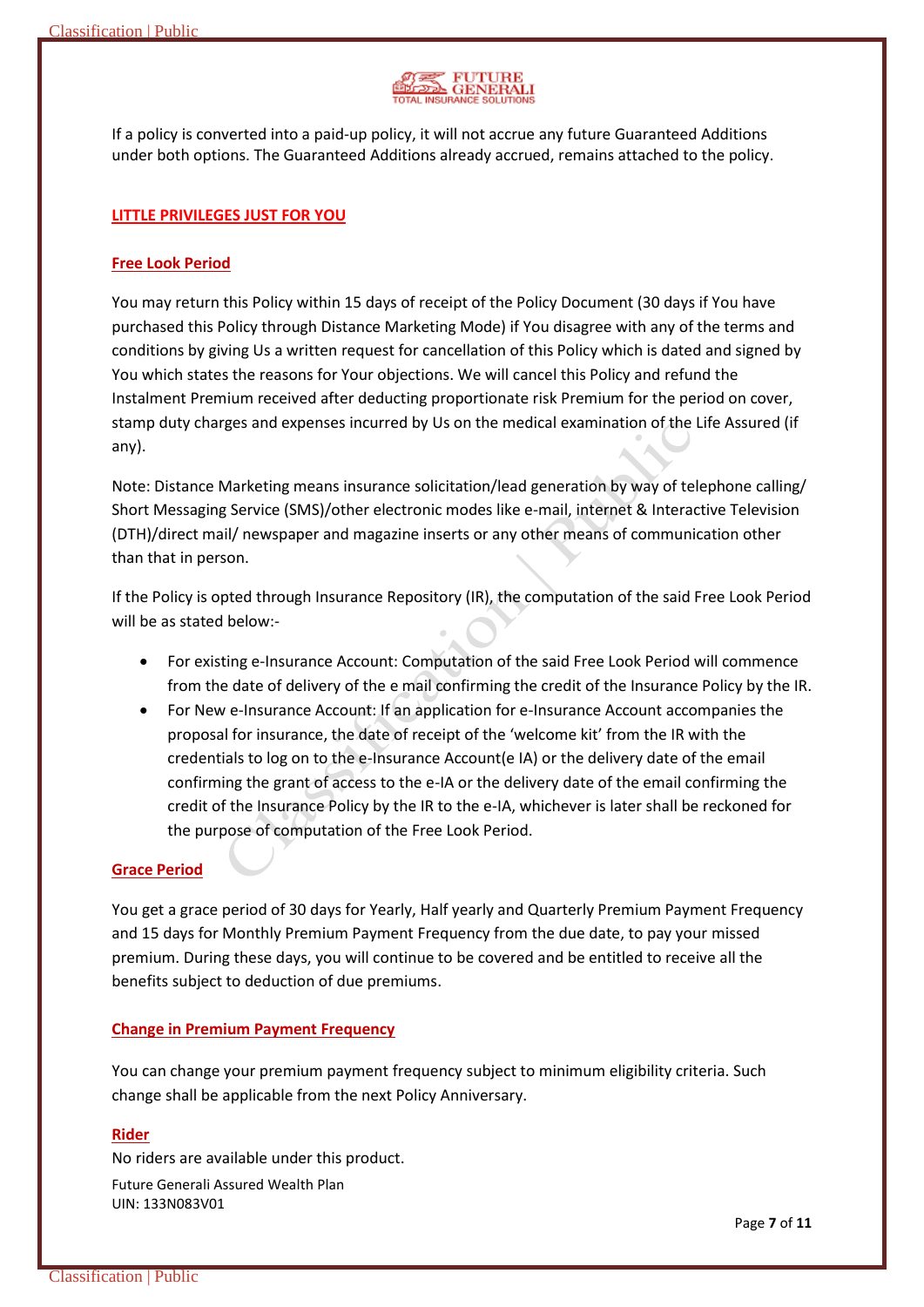If a policy is converted into a paid-up policy, it will not accrue any future Guaranteed Additions under both options. The Guaranteed Additions already accrued, remains attached to the policy.

## LITTLE PRIVILEGES JUST FOR YOU

### Free Look Period

You may return this Policy within 15 days of receipt of the Policy Document (30 days if You have purchased this Policy through Distance Marketing Mode) if You disagree with any of the terms and conditions by giving Us a written request for cancellation of this Policy which is dated and signed by You which states the reasons for Your objections. We will cancel this Policy and refund the Instalment Premium received after deducting proportionate risk Premium for the period on cover, stamp duty charges and expenses incurred by Us on the medical examination of the Life Assured (if any).

Note: Distance Marketing means insurance solicitation/lead generation by way of telephone calling/ Short Messaging Service (SMS)/other electronic modes like e-mail, internet & Interactive Television (DTH)/direct mail/ newspaper and magazine inserts or any other means of communication other than that in person.

If the Policy is opted through Insurance Repository (IR), the computation of the said Free Look Period will be as stated below:-

- For existing e-Insurance Account: Computation of the said Free Look Period will commence from the date of delivery of the e mail confirming the credit of the Insurance Policy by the IR.
- For New e-Insurance Account: If an application for e-Insurance Account accompanies the proposal for insurance, the date of receipt of the 'welcome kit' from the IR with the credentials to log on to the e-Insurance Account(e IA) or the delivery date of the email confirming the grant of access to the e-IA or the delivery date of the email confirming the credit of the Insurance Policy by the IR to the e-IA, whichever is later shall be reckoned for the purpose of computation of the Free Look Period.

### Grace Period

You get a grace period of 30 days for Yearly, Half yearly and Quarterly Premium Payment Frequency and 15 days for Monthly Premium Payment Frequency from the due date, to pay your missed premium. During these days, you will continue to be covered and be entitled to receive all the benefits subject to deduction of due premiums.

### Change in Premium Payment Frequency

You can change your premium payment frequency subject to minimum eligibility criteria. Such change shall be applicable from the next Policy Anniversary.

### Rider

No riders are available under this product.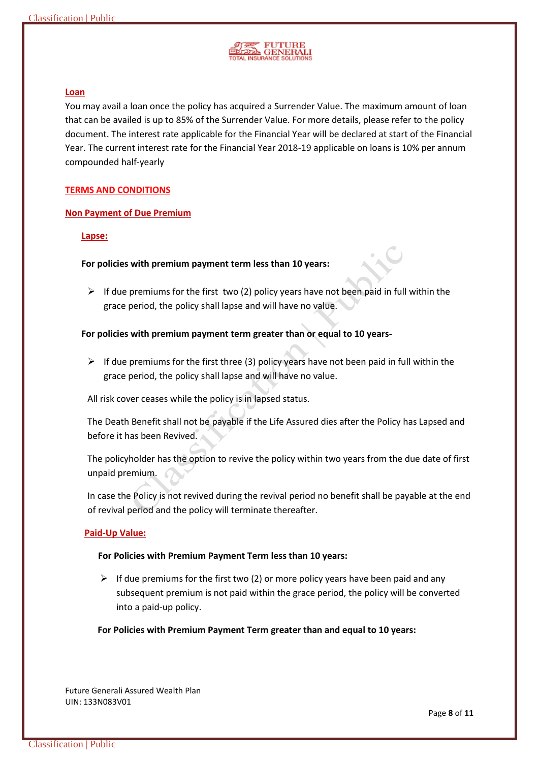## Loan

You may avail a loan once the policy has acquired a Surrender Value. The maximum amount of loan that can be availed is up to 85% of the Surrender Value. For more details, please refer to the policy document. The interest rate applicable for the Financial Year will be declared at start of the Financial Year. The current interest rate for the Financial Year 2018-19 applicable on loans is 10% per annum compounded half-yearly

## TERMS AND CONDITIONS

### Non Payment of Due Premium

#### Lapse:

**For policies with premium payment term less than 10 years:**

- If due premiums for the first two (2) policy years have not been paid in full within the grace period, the policy shall lapse and will have no value.

**For policies with premium payment term greater than or equal to 10 years-**

- If due premiums for the first three (3) policy years have not been paid in full within the grace period, the policy shall lapse and will have no value.

All risk cover ceases while the policy is in lapsed status.

The Death Benefit shall not be payable if the Life Assured dies after the Policy has Lapsed and before it has been Revived.

The policyholder has the option to revive the policy within two years from the due date of first unpaid premium.

In case the Policy is not revived during the revival period no benefit shall be payable at the end of revival period and the policy will terminate thereafter.

#### Paid-Up Value:

**For Policies with Premium Payment Term less than 10 years:**

- If due premiums for the first two (2) or more policy years have been paid and any subsequent premium is not paid within the grace period, the policy will be converted into a paid-up policy.

**For Policies with Premium Payment Term greater than and equal to 10 years:**

Future Generali Assured Wealth Plan
UIN: 133N083V01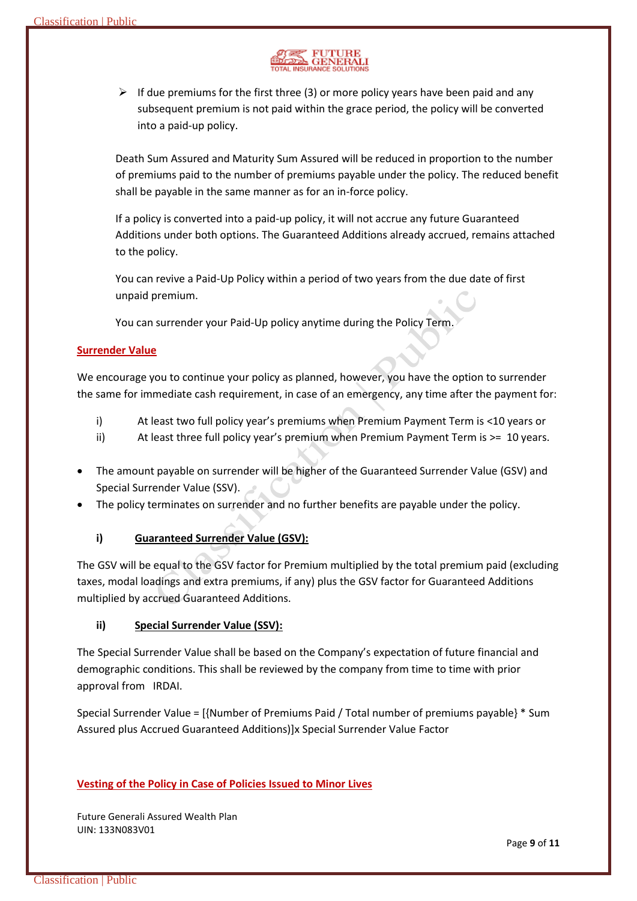- If due premiums for the first three (3) or more policy years have been paid and any subsequent premium is not paid within the grace period, the policy will be converted into a paid-up policy.

Death Sum Assured and Maturity Sum Assured will be reduced in proportion to the number of premiums paid to the number of premiums payable under the policy. The reduced benefit shall be payable in the same manner as for an in-force policy.

If a policy is converted into a paid-up policy, it will not accrue any future Guaranteed Additions under both options. The Guaranteed Additions already accrued, remains attached to the policy.

You can revive a Paid-Up Policy within a period of two years from the due date of first unpaid premium.

You can surrender your Paid-Up policy anytime during the Policy Term.

## Surrender Value

We encourage you to continue your policy as planned, however, you have the option to surrender the same for immediate cash requirement, in case of an emergency, any time after the payment for:

i) At least two full policy year's premiums when Premium Payment Term is <10 years or
ii) At least three full policy year's premium when Premium Payment Term is >= 10 years.

- The amount payable on surrender will be higher of the Guaranteed Surrender Value (GSV) and Special Surrender Value (SSV).
- The policy terminates on surrender and no further benefits are payable under the policy.

### i) Guaranteed Surrender Value (GSV):

The GSV will be equal to the GSV factor for Premium multiplied by the total premium paid (excluding taxes, modal loadings and extra premiums, if any) plus the GSV factor for Guaranteed Additions multiplied by accrued Guaranteed Additions.

### ii) Special Surrender Value (SSV):

The Special Surrender Value shall be based on the Company's expectation of future financial and demographic conditions. This shall be reviewed by the company from time to time with prior approval from IRDAI.

Special Surrender Value = [{Number of Premiums Paid / Total number of premiums payable} * Sum Assured plus Accrued Guaranteed Additions)]x Special Surrender Value Factor

## Vesting of the Policy in Case of Policies Issued to Minor Lives

Future Generali Assured Wealth Plan
UIN: 133N083V01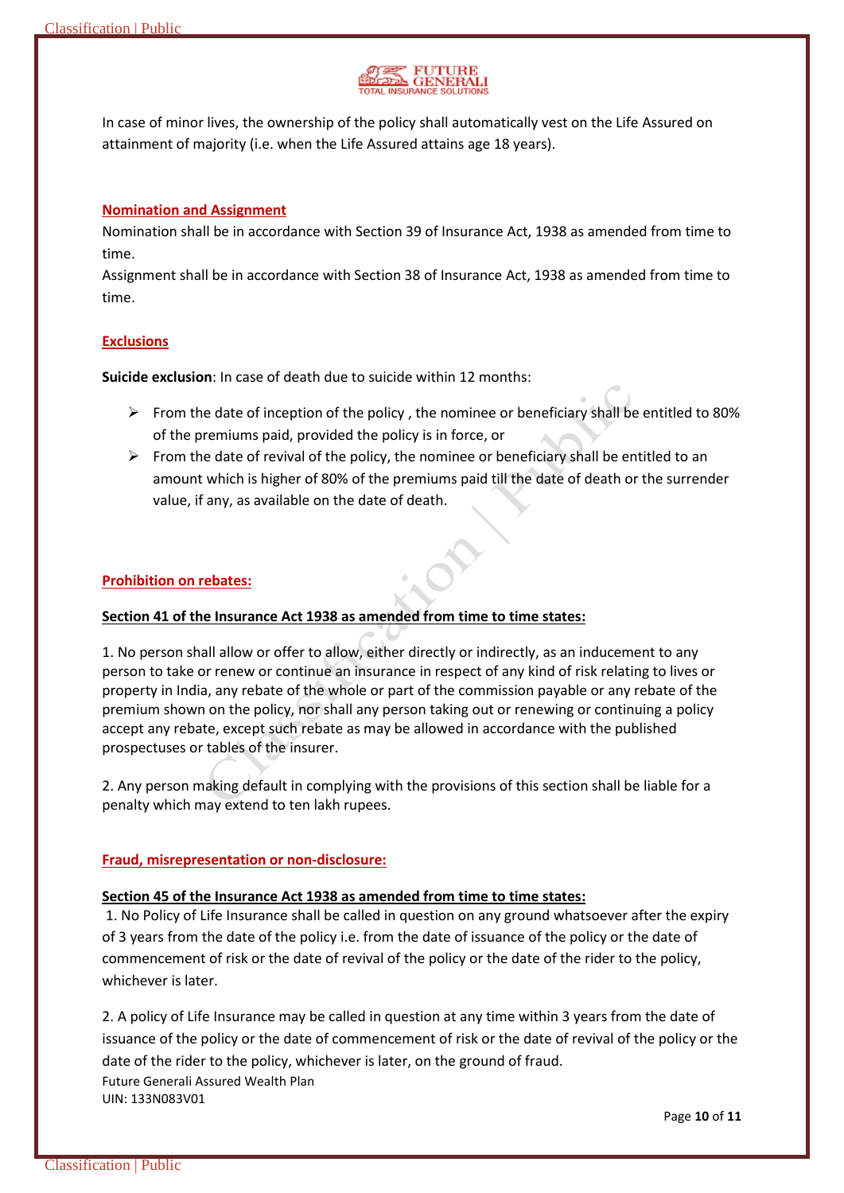In case of minor lives, the ownership of the policy shall automatically vest on the Life Assured on attainment of majority (i.e. when the Life Assured attains age 18 years).

## Nomination and Assignment

Nomination shall be in accordance with Section 39 of Insurance Act, 1938 as amended from time to time.

Assignment shall be in accordance with Section 38 of Insurance Act, 1938 as amended from time to time.

## Exclusions

**Suicide exclusion**: In case of death due to suicide within 12 months:

- From the date of inception of the policy , the nominee or beneficiary shall be entitled to 80% of the premiums paid, provided the policy is in force, or
- From the date of revival of the policy, the nominee or beneficiary shall be entitled to an amount which is higher of 80% of the premiums paid till the date of death or the surrender value, if any, as available on the date of death.

## Prohibition on rebates:

### Section 41 of the Insurance Act 1938 as amended from time to time states:

1. No person shall allow or offer to allow, either directly or indirectly, as an inducement to any person to take or renew or continue an insurance in respect of any kind of risk relating to lives or property in India, any rebate of the whole or part of the commission payable or any rebate of the premium shown on the policy, nor shall any person taking out or renewing or continuing a policy accept any rebate, except such rebate as may be allowed in accordance with the published prospectuses or tables of the insurer.

2. Any person making default in complying with the provisions of this section shall be liable for a penalty which may extend to ten lakh rupees.

## Fraud, misrepresentation or non-disclosure:

### Section 45 of the Insurance Act 1938 as amended from time to time states:

1. No Policy of Life Insurance shall be called in question on any ground whatsoever after the expiry of 3 years from the date of the policy i.e. from the date of issuance of the policy or the date of commencement of risk or the date of revival of the policy or the date of the rider to the policy, whichever is later.

2. A policy of Life Insurance may be called in question at any time within 3 years from the date of issuance of the policy or the date of commencement of risk or the date of revival of the policy or the date of the rider to the policy, whichever is later, on the ground of fraud.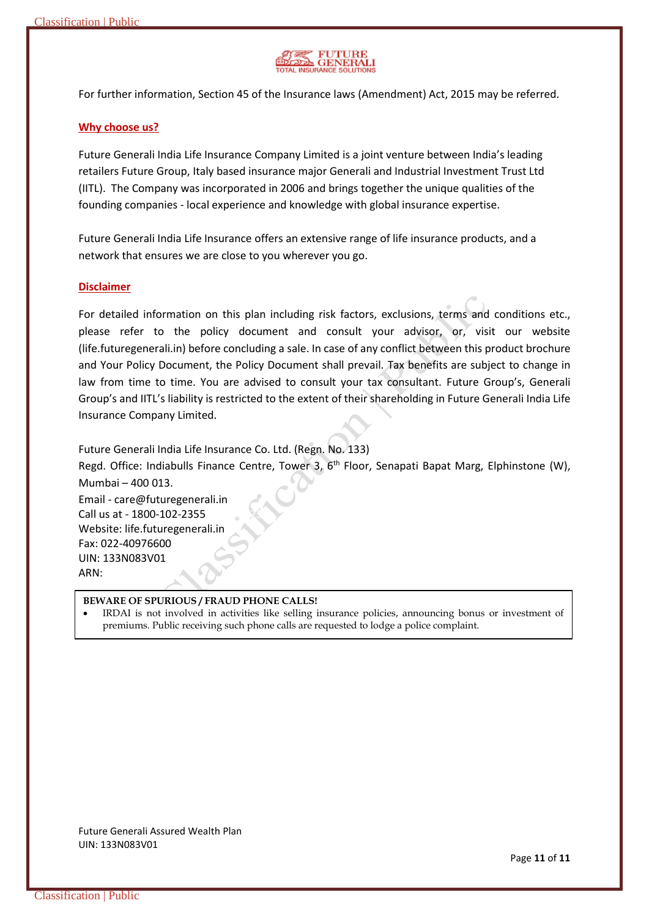For further information, Section 45 of the Insurance laws (Amendment) Act, 2015 may be referred.

## Why choose us?

Future Generali India Life Insurance Company Limited is a joint venture between India's leading retailers Future Group, Italy based insurance major Generali and Industrial Investment Trust Ltd (IITL). The Company was incorporated in 2006 and brings together the unique qualities of the founding companies - local experience and knowledge with global insurance expertise.

Future Generali India Life Insurance offers an extensive range of life insurance products, and a network that ensures we are close to you wherever you go.

## Disclaimer

For detailed information on this plan including risk factors, exclusions, terms and conditions etc., please refer to the policy document and consult your advisor, or, visit our website (life.futuregenerali.in) before concluding a sale. In case of any conflict between this product brochure and Your Policy Document, the Policy Document shall prevail. Tax benefits are subject to change in law from time to time. You are advised to consult your tax consultant. Future Group's, Generali Group's and IITL's liability is restricted to the extent of their shareholding in Future Generali India Life Insurance Company Limited.

Future Generali India Life Insurance Co. Ltd. (Regn. No. 133)
Regd. Office: Indiabulls Finance Centre, Tower 3, 6th Floor, Senapati Bapat Marg, Elphinstone (W), Mumbai – 400 013.
Email - care@futuregenerali.in
Call us at - 1800-102-2355
Website: life.futuregenerali.in
Fax: 022-40976600
UIN: 133N083V01
ARN:

**BEWARE OF SPURIOUS / FRAUD PHONE CALLS!**

- IRDAI is not involved in activities like selling insurance policies, announcing bonus or investment of premiums. Public receiving such phone calls are requested to lodge a police complaint.